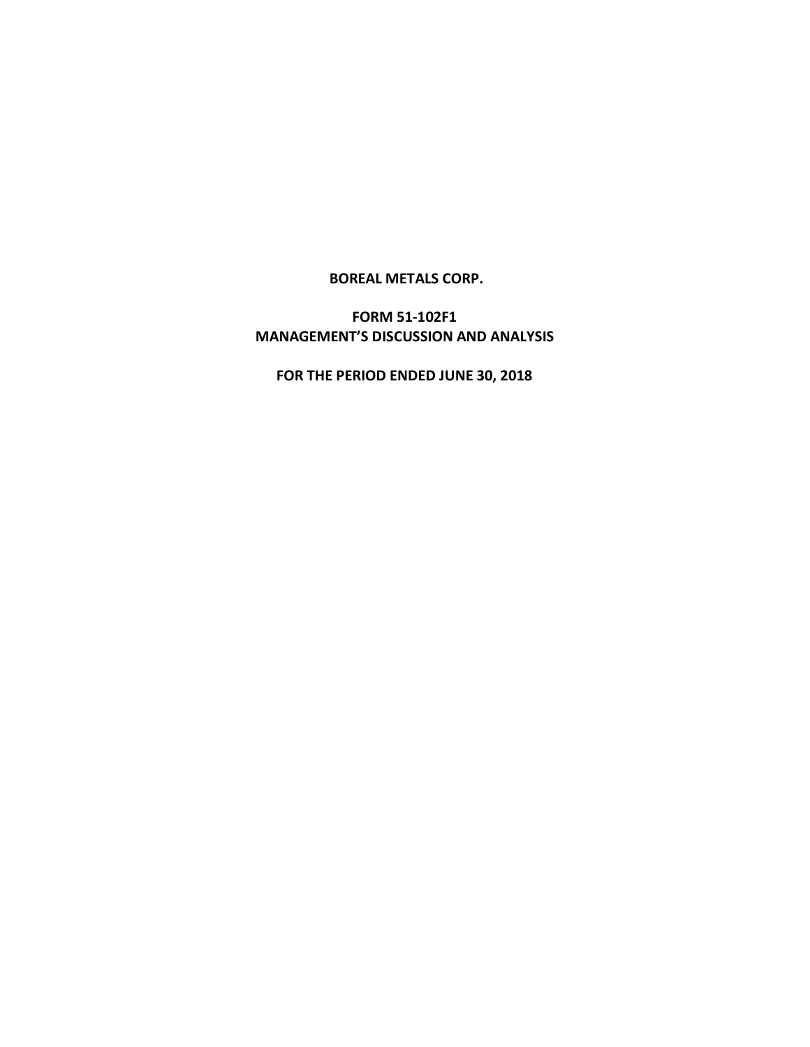**BOREAL METALS CORP.**

**FORM 51-102F1**
**MANAGEMENT'S DISCUSSION AND ANALYSIS**

**FOR THE PERIOD ENDED JUNE 30, 2018**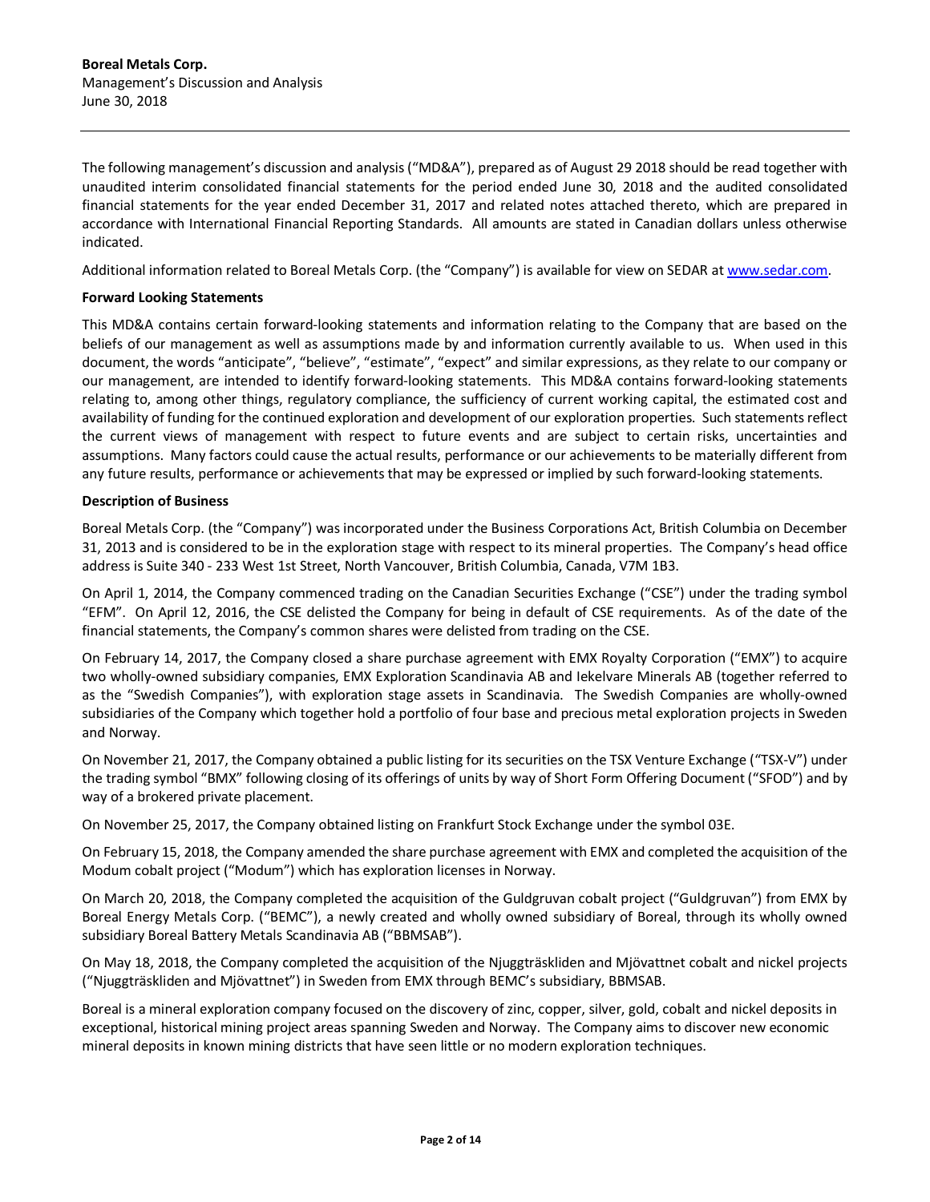The following management's discussion and analysis ("MD&A"), prepared as of August 29 2018 should be read together with unaudited interim consolidated financial statements for the period ended June 30, 2018 and the audited consolidated financial statements for the year ended December 31, 2017 and related notes attached thereto, which are prepared in accordance with International Financial Reporting Standards. All amounts are stated in Canadian dollars unless otherwise indicated.

Additional information related to Boreal Metals Corp. (the "Company") is available for view on SEDAR at www.sedar.com.

**Forward Looking Statements**

This MD&A contains certain forward-looking statements and information relating to the Company that are based on the beliefs of our management as well as assumptions made by and information currently available to us. When used in this document, the words "anticipate", "believe", "estimate", "expect" and similar expressions, as they relate to our company or our management, are intended to identify forward-looking statements. This MD&A contains forward-looking statements relating to, among other things, regulatory compliance, the sufficiency of current working capital, the estimated cost and availability of funding for the continued exploration and development of our exploration properties. Such statements reflect the current views of management with respect to future events and are subject to certain risks, uncertainties and assumptions. Many factors could cause the actual results, performance or our achievements to be materially different from any future results, performance or achievements that may be expressed or implied by such forward-looking statements.

**Description of Business**

Boreal Metals Corp. (the "Company") was incorporated under the Business Corporations Act, British Columbia on December 31, 2013 and is considered to be in the exploration stage with respect to its mineral properties. The Company's head office address is Suite 340 - 233 West 1st Street, North Vancouver, British Columbia, Canada, V7M 1B3.

On April 1, 2014, the Company commenced trading on the Canadian Securities Exchange ("CSE") under the trading symbol "EFM". On April 12, 2016, the CSE delisted the Company for being in default of CSE requirements. As of the date of the financial statements, the Company's common shares were delisted from trading on the CSE.

On February 14, 2017, the Company closed a share purchase agreement with EMX Royalty Corporation ("EMX") to acquire two wholly-owned subsidiary companies, EMX Exploration Scandinavia AB and Iekelvare Minerals AB (together referred to as the "Swedish Companies"), with exploration stage assets in Scandinavia. The Swedish Companies are wholly-owned subsidiaries of the Company which together hold a portfolio of four base and precious metal exploration projects in Sweden and Norway.

On November 21, 2017, the Company obtained a public listing for its securities on the TSX Venture Exchange ("TSX-V") under the trading symbol "BMX" following closing of its offerings of units by way of Short Form Offering Document ("SFOD") and by way of a brokered private placement.

On November 25, 2017, the Company obtained listing on Frankfurt Stock Exchange under the symbol 03E.

On February 15, 2018, the Company amended the share purchase agreement with EMX and completed the acquisition of the Modum cobalt project ("Modum") which has exploration licenses in Norway.

On March 20, 2018, the Company completed the acquisition of the Guldgruvan cobalt project ("Guldgruvan") from EMX by Boreal Energy Metals Corp. ("BEMC"), a newly created and wholly owned subsidiary of Boreal, through its wholly owned subsidiary Boreal Battery Metals Scandinavia AB ("BBMSAB").

On May 18, 2018, the Company completed the acquisition of the Njuggträskliden and Mjövattnet cobalt and nickel projects ("Njuggträskliden and Mjövattnet") in Sweden from EMX through BEMC's subsidiary, BBMSAB.

Boreal is a mineral exploration company focused on the discovery of zinc, copper, silver, gold, cobalt and nickel deposits in exceptional, historical mining project areas spanning Sweden and Norway. The Company aims to discover new economic mineral deposits in known mining districts that have seen little or no modern exploration techniques.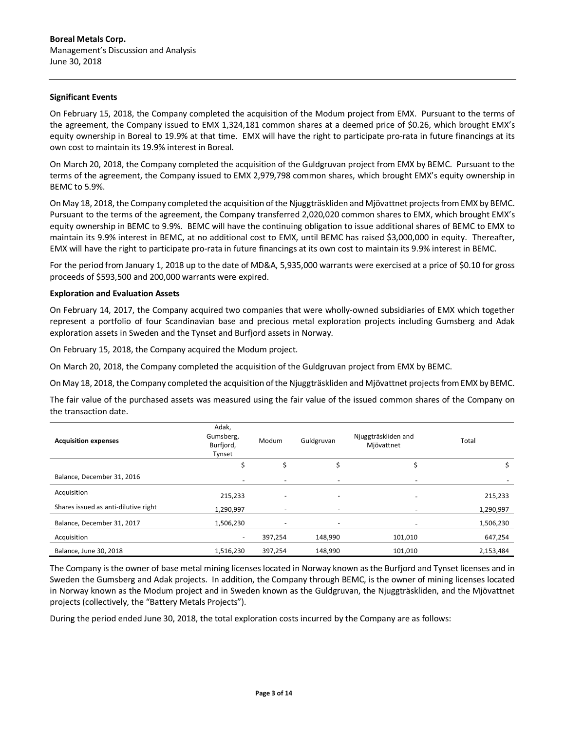**Boreal Metals Corp.**
Management's Discussion and Analysis
June 30, 2018

**Significant Events**

On February 15, 2018, the Company completed the acquisition of the Modum project from EMX. Pursuant to the terms of the agreement, the Company issued to EMX 1,324,181 common shares at a deemed price of $0.26, which brought EMX's equity ownership in Boreal to 19.9% at that time. EMX will have the right to participate pro-rata in future financings at its own cost to maintain its 19.9% interest in Boreal.

On March 20, 2018, the Company completed the acquisition of the Guldgruvan project from EMX by BEMC. Pursuant to the terms of the agreement, the Company issued to EMX 2,979,798 common shares, which brought EMX's equity ownership in BEMC to 5.9%.

On May 18, 2018, the Company completed the acquisition of the Njuggträskliden and Mjövattnet projects from EMX by BEMC. Pursuant to the terms of the agreement, the Company transferred 2,020,020 common shares to EMX, which brought EMX's equity ownership in BEMC to 9.9%. BEMC will have the continuing obligation to issue additional shares of BEMC to EMX to maintain its 9.9% interest in BEMC, at no additional cost to EMX, until BEMC has raised $3,000,000 in equity. Thereafter, EMX will have the right to participate pro-rata in future financings at its own cost to maintain its 9.9% interest in BEMC.

For the period from January 1, 2018 up to the date of MD&A, 5,935,000 warrants were exercised at a price of $0.10 for gross proceeds of $593,500 and 200,000 warrants were expired.

**Exploration and Evaluation Assets**

On February 14, 2017, the Company acquired two companies that were wholly-owned subsidiaries of EMX which together represent a portfolio of four Scandinavian base and precious metal exploration projects including Gumsberg and Adak exploration assets in Sweden and the Tynset and Burfjord assets in Norway.

On February 15, 2018, the Company acquired the Modum project.

On March 20, 2018, the Company completed the acquisition of the Guldgruvan project from EMX by BEMC.

On May 18, 2018, the Company completed the acquisition of the Njuggträskliden and Mjövattnet projects from EMX by BEMC.

The fair value of the purchased assets was measured using the fair value of the issued common shares of the Company on the transaction date.

| Acquisition expenses | Adak, Gumsberg, Burfjord, Tynset | Modum | Guldgruvan | Njuggträskliden and Mjövattnet | Total |
|---|---|---|---|---|---|
| | $ | $ | $ | $ | $ |
| Balance, December 31, 2016 | - | - | - | - | - |
| Acquisition | 215,233 | - | - | - | 215,233 |
| Shares issued as anti-dilutive right | 1,290,997 | - | - | - | 1,290,997 |
| Balance, December 31, 2017 | 1,506,230 | - | - | - | 1,506,230 |
| Acquisition | - | 397,254 | 148,990 | 101,010 | 647,254 |
| Balance, June 30, 2018 | 1,516,230 | 397,254 | 148,990 | 101,010 | 2,153,484 |

The Company is the owner of base metal mining licenses located in Norway known as the Burfjord and Tynset licenses and in Sweden the Gumsberg and Adak projects. In addition, the Company through BEMC, is the owner of mining licenses located in Norway known as the Modum project and in Sweden known as the Guldgruvan, the Njuggträskliden, and the Mjövattnet projects (collectively, the "Battery Metals Projects").

During the period ended June 30, 2018, the total exploration costs incurred by the Company are as follows: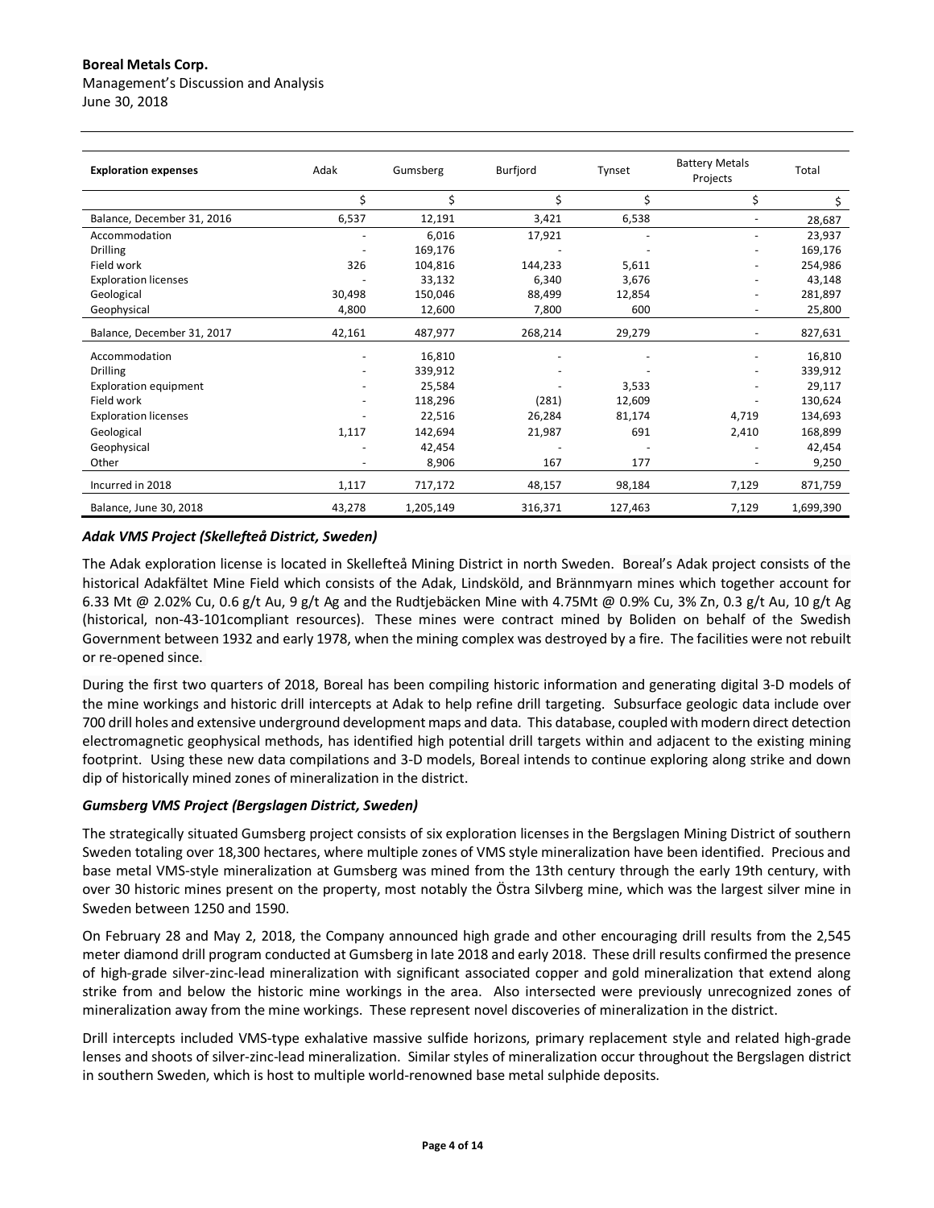| Exploration expenses | Adak | Gumsberg | Burfjord | Tynset | Battery Metals Projects | Total |
|---|---|---|---|---|---|---|
| | $ | $ | $ | $ | $ | $ |
| Balance, December 31, 2016 | 6,537 | 12,191 | 3,421 | 6,538 | - | 28,687 |
| Accommodation | - | 6,016 | 17,921 | - | - | 23,937 |
| Drilling | - | 169,176 | - | - | - | 169,176 |
| Field work | 326 | 104,816 | 144,233 | 5,611 | - | 254,986 |
| Exploration licenses | - | 33,132 | 6,340 | 3,676 | - | 43,148 |
| Geological | 30,498 | 150,046 | 88,499 | 12,854 | - | 281,897 |
| Geophysical | 4,800 | 12,600 | 7,800 | 600 | - | 25,800 |
| Balance, December 31, 2017 | 42,161 | 487,977 | 268,214 | 29,279 | - | 827,631 |
| Accommodation | - | 16,810 | - | - | - | 16,810 |
| Drilling | - | 339,912 | - | - | - | 339,912 |
| Exploration equipment | - | 25,584 | - | 3,533 | - | 29,117 |
| Field work | - | 118,296 | (281) | 12,609 | - | 130,624 |
| Exploration licenses | - | 22,516 | 26,284 | 81,174 | 4,719 | 134,693 |
| Geological | 1,117 | 142,694 | 21,987 | 691 | 2,410 | 168,899 |
| Geophysical | - | 42,454 | - | - | - | 42,454 |
| Other | - | 8,906 | 167 | 177 | - | 9,250 |
| Incurred in 2018 | 1,117 | 717,172 | 48,157 | 98,184 | 7,129 | 871,759 |
| Balance, June 30, 2018 | 43,278 | 1,205,149 | 316,371 | 127,463 | 7,129 | 1,699,390 |

***Adak VMS Project (Skellefteå District, Sweden)***

The Adak exploration license is located in Skellefteå Mining District in north Sweden. Boreal's Adak project consists of the historical Adakfältet Mine Field which consists of the Adak, Lindsköld, and Brännmyarn mines which together account for 6.33 Mt @ 2.02% Cu, 0.6 g/t Au, 9 g/t Ag and the Rudtjebäcken Mine with 4.75Mt @ 0.9% Cu, 3% Zn, 0.3 g/t Au, 10 g/t Ag (historical, non-43-101compliant resources). These mines were contract mined by Boliden on behalf of the Swedish Government between 1932 and early 1978, when the mining complex was destroyed by a fire. The facilities were not rebuilt or re-opened since.

During the first two quarters of 2018, Boreal has been compiling historic information and generating digital 3-D models of the mine workings and historic drill intercepts at Adak to help refine drill targeting. Subsurface geologic data include over 700 drill holes and extensive underground development maps and data. This database, coupled with modern direct detection electromagnetic geophysical methods, has identified high potential drill targets within and adjacent to the existing mining footprint. Using these new data compilations and 3-D models, Boreal intends to continue exploring along strike and down dip of historically mined zones of mineralization in the district.

***Gumsberg VMS Project (Bergslagen District, Sweden)***

The strategically situated Gumsberg project consists of six exploration licenses in the Bergslagen Mining District of southern Sweden totaling over 18,300 hectares, where multiple zones of VMS style mineralization have been identified. Precious and base metal VMS-style mineralization at Gumsberg was mined from the 13th century through the early 19th century, with over 30 historic mines present on the property, most notably the Östra Silvberg mine, which was the largest silver mine in Sweden between 1250 and 1590.

On February 28 and May 2, 2018, the Company announced high grade and other encouraging drill results from the 2,545 meter diamond drill program conducted at Gumsberg in late 2018 and early 2018. These drill results confirmed the presence of high-grade silver-zinc-lead mineralization with significant associated copper and gold mineralization that extend along strike from and below the historic mine workings in the area. Also intersected were previously unrecognized zones of mineralization away from the mine workings. These represent novel discoveries of mineralization in the district.

Drill intercepts included VMS-type exhalative massive sulfide horizons, primary replacement style and related high-grade lenses and shoots of silver-zinc-lead mineralization. Similar styles of mineralization occur throughout the Bergslagen district in southern Sweden, which is host to multiple world-renowned base metal sulphide deposits.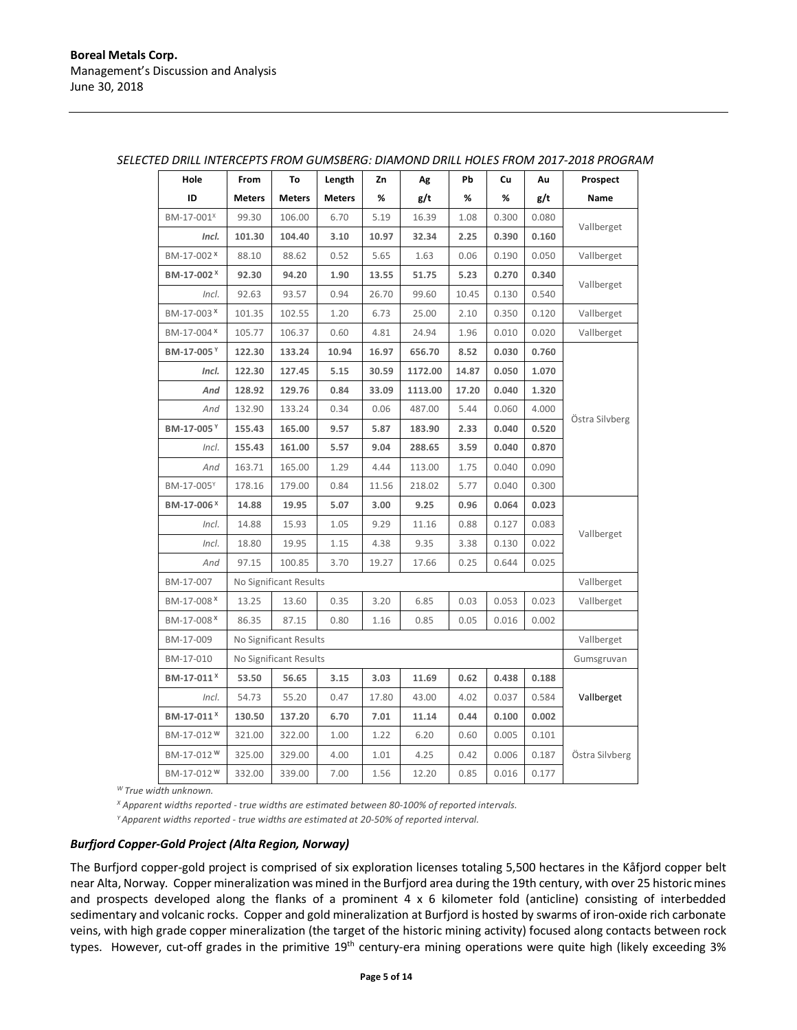*SELECTED DRILL INTERCEPTS FROM GUMSBERG: DIAMOND DRILL HOLES FROM 2017-2018 PROGRAM*

| Hole ID | From Meters | To Meters | Length Meters | Zn % | Ag g/t | Pb % | Cu % | Au g/t | Prospect Name |
|---|---|---|---|---|---|---|---|---|---|
| BM-17-001[X] | 99.30 | 106.00 | 6.70 | 5.19 | 16.39 | 1.08 | 0.300 | 0.080 | Vallberget |
| ***Incl.*** | **101.30** | **104.40** | **3.10** | **10.97** | **32.34** | **2.25** | **0.390** | **0.160** | |
| BM-17-002[X] | 88.10 | 88.62 | 0.52 | 5.65 | 1.63 | 0.06 | 0.190 | 0.050 | Vallberget |
| **BM-17-002[X]** | **92.30** | **94.20** | **1.90** | **13.55** | **51.75** | **5.23** | **0.270** | **0.340** | Vallberget |
| *Incl.* | 92.63 | 93.57 | 0.94 | 26.70 | 99.60 | 10.45 | 0.130 | 0.540 | |
| BM-17-003[X] | 101.35 | 102.55 | 1.20 | 6.73 | 25.00 | 2.10 | 0.350 | 0.120 | Vallberget |
| BM-17-004[X] | 105.77 | 106.37 | 0.60 | 4.81 | 24.94 | 1.96 | 0.010 | 0.020 | Vallberget |
| **BM-17-005[Y]** | **122.30** | **133.24** | **10.94** | **16.97** | **656.70** | **8.52** | **0.030** | **0.760** | Östra Silvberg |
| ***Incl.*** | **122.30** | **127.45** | **5.15** | **30.59** | **1172.00** | **14.87** | **0.050** | **1.070** | |
| ***And*** | **128.92** | **129.76** | **0.84** | **33.09** | **1113.00** | **17.20** | **0.040** | **1.320** | |
| *And* | 132.90 | 133.24 | 0.34 | 0.06 | 487.00 | 5.44 | 0.060 | 4.000 | |
| **BM-17-005[Y]** | **155.43** | **165.00** | **9.57** | **5.87** | **183.90** | **2.33** | **0.040** | **0.520** | |
| *Incl.* | **155.43** | **161.00** | **5.57** | **9.04** | **288.65** | **3.59** | **0.040** | **0.870** | |
| *And* | 163.71 | 165.00 | 1.29 | 4.44 | 113.00 | 1.75 | 0.040 | 0.090 | |
| BM-17-005[Y] | 178.16 | 179.00 | 0.84 | 11.56 | 218.02 | 5.77 | 0.040 | 0.300 | |
| **BM-17-006[X]** | **14.88** | **19.95** | **5.07** | **3.00** | **9.25** | **0.96** | **0.064** | **0.023** | Vallberget |
| *Incl.* | 14.88 | 15.93 | 1.05 | 9.29 | 11.16 | 0.88 | 0.127 | 0.083 | |
| *Incl.* | 18.80 | 19.95 | 1.15 | 4.38 | 9.35 | 3.38 | 0.130 | 0.022 | |
| *And* | 97.15 | 100.85 | 3.70 | 19.27 | 17.66 | 0.25 | 0.644 | 0.025 | |
| BM-17-007 | No Significant Results | | | | | | | | Vallberget |
| BM-17-008[X] | 13.25 | 13.60 | 0.35 | 3.20 | 6.85 | 0.03 | 0.053 | 0.023 | Vallberget |
| BM-17-008[X] | 86.35 | 87.15 | 0.80 | 1.16 | 0.85 | 0.05 | 0.016 | 0.002 | |
| BM-17-009 | No Significant Results | | | | | | | | Vallberget |
| BM-17-010 | No Significant Results | | | | | | | | Gumsgruvan |
| **BM-17-011[X]** | **53.50** | **56.65** | **3.15** | **3.03** | **11.69** | **0.62** | **0.438** | **0.188** | Vallberget |
| *Incl.* | 54.73 | 55.20 | 0.47 | 17.80 | 43.00 | 4.02 | 0.037 | 0.584 | |
| **BM-17-011[X]** | **130.50** | **137.20** | **6.70** | **7.01** | **11.14** | **0.44** | **0.100** | **0.002** | |
| BM-17-012[W] | 321.00 | 322.00 | 1.00 | 1.22 | 6.20 | 0.60 | 0.005 | 0.101 | Östra Silvberg |
| BM-17-012[W] | 325.00 | 329.00 | 4.00 | 1.01 | 4.25 | 0.42 | 0.006 | 0.187 | |
| BM-17-012[W] | 332.00 | 339.00 | 7.00 | 1.56 | 12.20 | 0.85 | 0.016 | 0.177 | |

*[W] True width unknown.*

*[X] Apparent widths reported - true widths are estimated between 80-100% of reported intervals.*

*[Y] Apparent widths reported - true widths are estimated at 20-50% of reported interval.*

### *Burfjord Copper-Gold Project (Alta Region, Norway)*

The Burfjord copper-gold project is comprised of six exploration licenses totaling 5,500 hectares in the Kåfjord copper belt near Alta, Norway. Copper mineralization was mined in the Burfjord area during the 19th century, with over 25 historic mines and prospects developed along the flanks of a prominent 4 x 6 kilometer fold (anticline) consisting of interbedded sedimentary and volcanic rocks. Copper and gold mineralization at Burfjord is hosted by swarms of iron-oxide rich carbonate veins, with high grade copper mineralization (the target of the historic mining activity) focused along contacts between rock types. However, cut-off grades in the primitive 19th century-era mining operations were quite high (likely exceeding 3%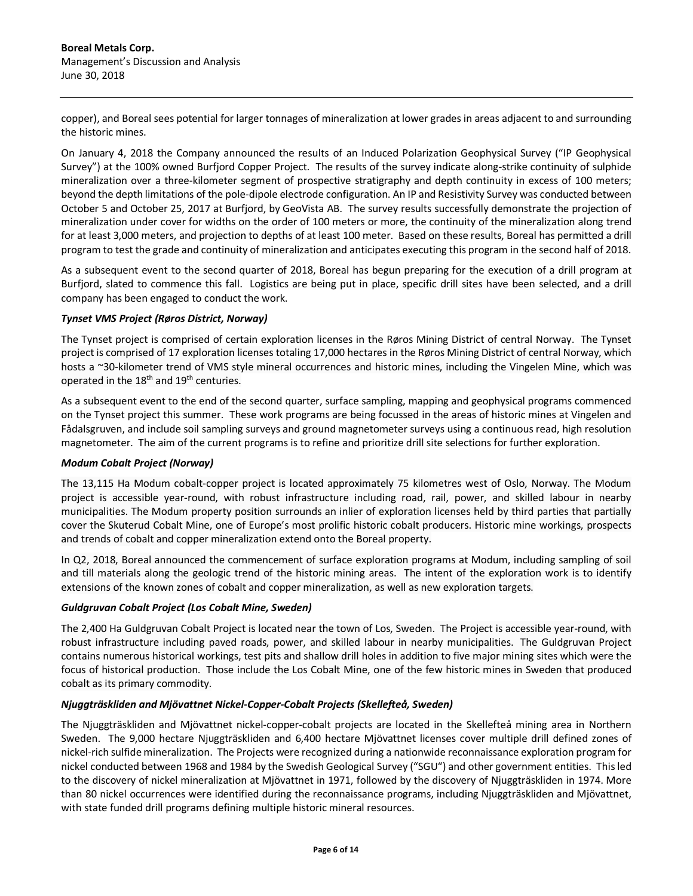copper), and Boreal sees potential for larger tonnages of mineralization at lower grades in areas adjacent to and surrounding the historic mines.

On January 4, 2018 the Company announced the results of an Induced Polarization Geophysical Survey ("IP Geophysical Survey") at the 100% owned Burfjord Copper Project. The results of the survey indicate along-strike continuity of sulphide mineralization over a three-kilometer segment of prospective stratigraphy and depth continuity in excess of 100 meters; beyond the depth limitations of the pole-dipole electrode configuration. An IP and Resistivity Survey was conducted between October 5 and October 25, 2017 at Burfjord, by GeoVista AB. The survey results successfully demonstrate the projection of mineralization under cover for widths on the order of 100 meters or more, the continuity of the mineralization along trend for at least 3,000 meters, and projection to depths of at least 100 meter. Based on these results, Boreal has permitted a drill program to test the grade and continuity of mineralization and anticipates executing this program in the second half of 2018.

As a subsequent event to the second quarter of 2018, Boreal has begun preparing for the execution of a drill program at Burfjord, slated to commence this fall. Logistics are being put in place, specific drill sites have been selected, and a drill company has been engaged to conduct the work.

***Tynset VMS Project (Røros District, Norway)***

The Tynset project is comprised of certain exploration licenses in the Røros Mining District of central Norway. The Tynset project is comprised of 17 exploration licenses totaling 17,000 hectares in the Røros Mining District of central Norway, which hosts a ~30-kilometer trend of VMS style mineral occurrences and historic mines, including the Vingelen Mine, which was operated in the 18th and 19th centuries.

As a subsequent event to the end of the second quarter, surface sampling, mapping and geophysical programs commenced on the Tynset project this summer. These work programs are being focussed in the areas of historic mines at Vingelen and Fådalsgruven, and include soil sampling surveys and ground magnetometer surveys using a continuous read, high resolution magnetometer. The aim of the current programs is to refine and prioritize drill site selections for further exploration.

***Modum Cobalt Project (Norway)***

The 13,115 Ha Modum cobalt-copper project is located approximately 75 kilometres west of Oslo, Norway. The Modum project is accessible year-round, with robust infrastructure including road, rail, power, and skilled labour in nearby municipalities. The Modum property position surrounds an inlier of exploration licenses held by third parties that partially cover the Skuterud Cobalt Mine, one of Europe's most prolific historic cobalt producers. Historic mine workings, prospects and trends of cobalt and copper mineralization extend onto the Boreal property.

In Q2, 2018, Boreal announced the commencement of surface exploration programs at Modum, including sampling of soil and till materials along the geologic trend of the historic mining areas. The intent of the exploration work is to identify extensions of the known zones of cobalt and copper mineralization, as well as new exploration targets.

***Guldgruvan Cobalt Project (Los Cobalt Mine, Sweden)***

The 2,400 Ha Guldgruvan Cobalt Project is located near the town of Los, Sweden. The Project is accessible year-round, with robust infrastructure including paved roads, power, and skilled labour in nearby municipalities. The Guldgruvan Project contains numerous historical workings, test pits and shallow drill holes in addition to five major mining sites which were the focus of historical production. Those include the Los Cobalt Mine, one of the few historic mines in Sweden that produced cobalt as its primary commodity.

***Njuggträskliden and Mjövattnet Nickel-Copper-Cobalt Projects (Skellefteå, Sweden)***

The Njuggträskliden and Mjövattnet nickel-copper-cobalt projects are located in the Skellefteå mining area in Northern Sweden. The 9,000 hectare Njuggträskliden and 6,400 hectare Mjövattnet licenses cover multiple drill defined zones of nickel-rich sulfide mineralization. The Projects were recognized during a nationwide reconnaissance exploration program for nickel conducted between 1968 and 1984 by the Swedish Geological Survey ("SGU") and other government entities. This led to the discovery of nickel mineralization at Mjövattnet in 1971, followed by the discovery of Njuggträskliden in 1974. More than 80 nickel occurrences were identified during the reconnaissance programs, including Njuggträskliden and Mjövattnet, with state funded drill programs defining multiple historic mineral resources.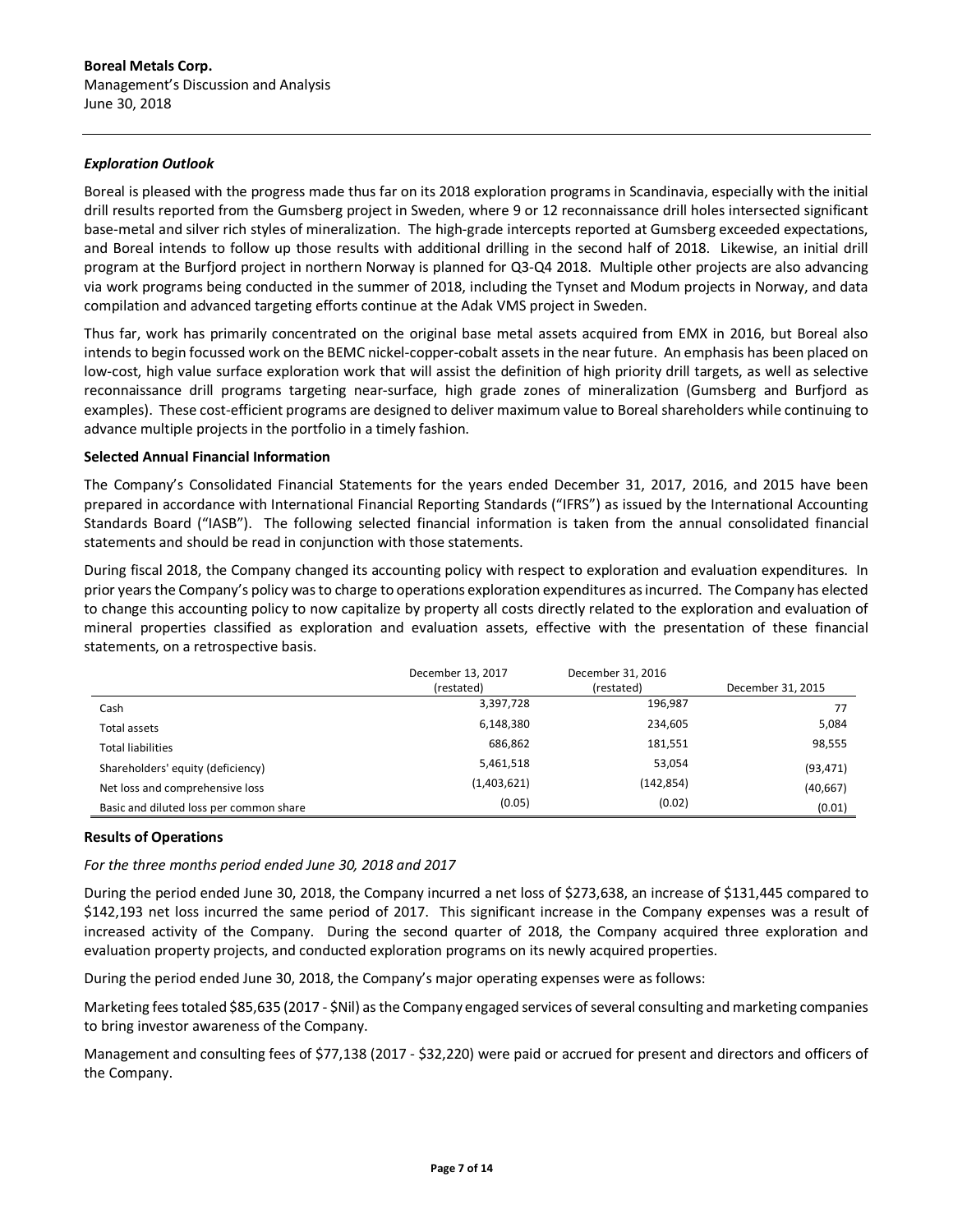### *Exploration Outlook*

Boreal is pleased with the progress made thus far on its 2018 exploration programs in Scandinavia, especially with the initial drill results reported from the Gumsberg project in Sweden, where 9 or 12 reconnaissance drill holes intersected significant base-metal and silver rich styles of mineralization. The high-grade intercepts reported at Gumsberg exceeded expectations, and Boreal intends to follow up those results with additional drilling in the second half of 2018. Likewise, an initial drill program at the Burfjord project in northern Norway is planned for Q3-Q4 2018. Multiple other projects are also advancing via work programs being conducted in the summer of 2018, including the Tynset and Modum projects in Norway, and data compilation and advanced targeting efforts continue at the Adak VMS project in Sweden.

Thus far, work has primarily concentrated on the original base metal assets acquired from EMX in 2016, but Boreal also intends to begin focussed work on the BEMC nickel-copper-cobalt assets in the near future. An emphasis has been placed on low-cost, high value surface exploration work that will assist the definition of high priority drill targets, as well as selective reconnaissance drill programs targeting near-surface, high grade zones of mineralization (Gumsberg and Burfjord as examples). These cost-efficient programs are designed to deliver maximum value to Boreal shareholders while continuing to advance multiple projects in the portfolio in a timely fashion.

### Selected Annual Financial Information

The Company's Consolidated Financial Statements for the years ended December 31, 2017, 2016, and 2015 have been prepared in accordance with International Financial Reporting Standards ("IFRS") as issued by the International Accounting Standards Board ("IASB"). The following selected financial information is taken from the annual consolidated financial statements and should be read in conjunction with those statements.

During fiscal 2018, the Company changed its accounting policy with respect to exploration and evaluation expenditures. In prior years the Company's policy was to charge to operations exploration expenditures as incurred. The Company has elected to change this accounting policy to now capitalize by property all costs directly related to the exploration and evaluation of mineral properties classified as exploration and evaluation assets, effective with the presentation of these financial statements, on a retrospective basis.

| | December 13, 2017 (restated) | December 31, 2016 (restated) | December 31, 2015 |
|---|---|---|---|
| Cash | 3,397,728 | 196,987 | 77 |
| Total assets | 6,148,380 | 234,605 | 5,084 |
| Total liabilities | 686,862 | 181,551 | 98,555 |
| Shareholders' equity (deficiency) | 5,461,518 | 53,054 | (93,471) |
| Net loss and comprehensive loss | (1,403,621) | (142,854) | (40,667) |
| Basic and diluted loss per common share | (0.05) | (0.02) | (0.01) |

### Results of Operations

*For the three months period ended June 30, 2018 and 2017*

During the period ended June 30, 2018, the Company incurred a net loss of $273,638, an increase of $131,445 compared to $142,193 net loss incurred the same period of 2017. This significant increase in the Company expenses was a result of increased activity of the Company. During the second quarter of 2018, the Company acquired three exploration and evaluation property projects, and conducted exploration programs on its newly acquired properties.

During the period ended June 30, 2018, the Company's major operating expenses were as follows:

Marketing fees totaled $85,635 (2017 - $Nil) as the Company engaged services of several consulting and marketing companies to bring investor awareness of the Company.

Management and consulting fees of $77,138 (2017 - $32,220) were paid or accrued for present and directors and officers of the Company.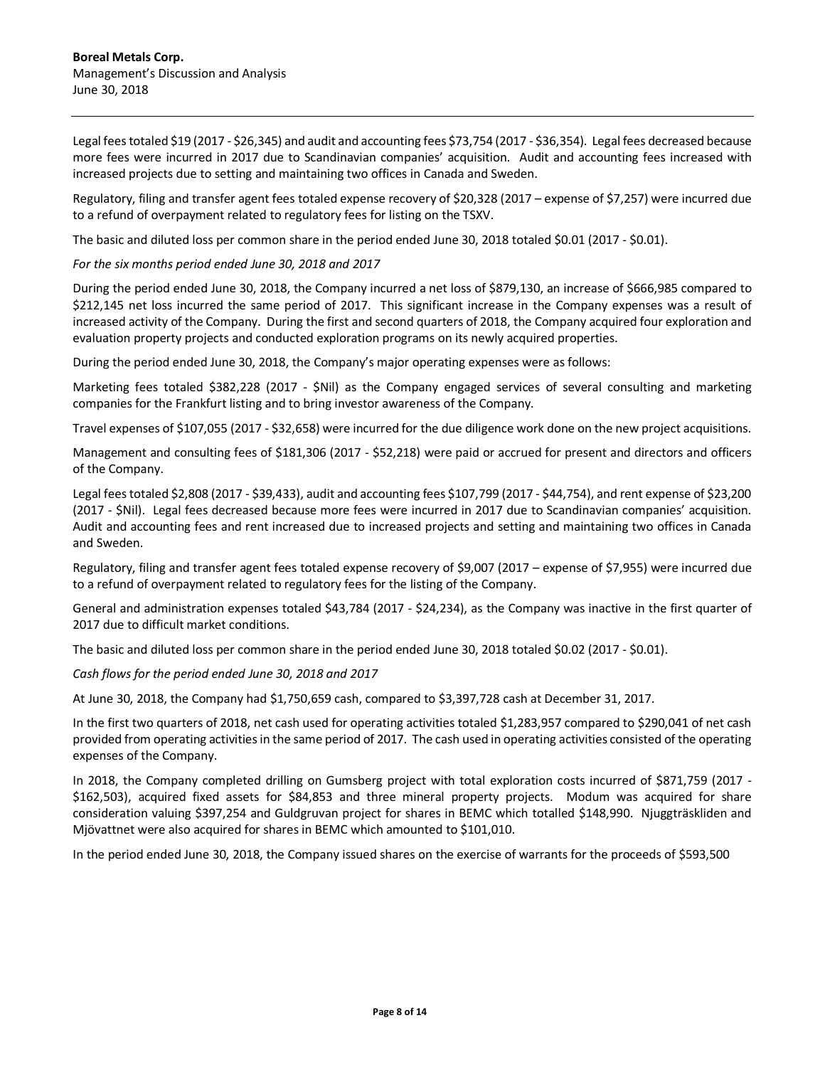Legal fees totaled $19 (2017 - $26,345) and audit and accounting fees $73,754 (2017 - $36,354). Legal fees decreased because more fees were incurred in 2017 due to Scandinavian companies' acquisition. Audit and accounting fees increased with increased projects due to setting and maintaining two offices in Canada and Sweden.

Regulatory, filing and transfer agent fees totaled expense recovery of $20,328 (2017 – expense of $7,257) were incurred due to a refund of overpayment related to regulatory fees for listing on the TSXV.

The basic and diluted loss per common share in the period ended June 30, 2018 totaled $0.01 (2017 - $0.01).

*For the six months period ended June 30, 2018 and 2017*

During the period ended June 30, 2018, the Company incurred a net loss of $879,130, an increase of $666,985 compared to $212,145 net loss incurred the same period of 2017. This significant increase in the Company expenses was a result of increased activity of the Company. During the first and second quarters of 2018, the Company acquired four exploration and evaluation property projects and conducted exploration programs on its newly acquired properties.

During the period ended June 30, 2018, the Company's major operating expenses were as follows:

Marketing fees totaled $382,228 (2017 - $Nil) as the Company engaged services of several consulting and marketing companies for the Frankfurt listing and to bring investor awareness of the Company.

Travel expenses of $107,055 (2017 - $32,658) were incurred for the due diligence work done on the new project acquisitions.

Management and consulting fees of $181,306 (2017 - $52,218) were paid or accrued for present and directors and officers of the Company.

Legal fees totaled $2,808 (2017 - $39,433), audit and accounting fees $107,799 (2017 - $44,754), and rent expense of $23,200 (2017 - $Nil). Legal fees decreased because more fees were incurred in 2017 due to Scandinavian companies' acquisition. Audit and accounting fees and rent increased due to increased projects and setting and maintaining two offices in Canada and Sweden.

Regulatory, filing and transfer agent fees totaled expense recovery of $9,007 (2017 – expense of $7,955) were incurred due to a refund of overpayment related to regulatory fees for the listing of the Company.

General and administration expenses totaled $43,784 (2017 - $24,234), as the Company was inactive in the first quarter of 2017 due to difficult market conditions.

The basic and diluted loss per common share in the period ended June 30, 2018 totaled $0.02 (2017 - $0.01).

*Cash flows for the period ended June 30, 2018 and 2017*

At June 30, 2018, the Company had $1,750,659 cash, compared to $3,397,728 cash at December 31, 2017.

In the first two quarters of 2018, net cash used for operating activities totaled $1,283,957 compared to $290,041 of net cash provided from operating activities in the same period of 2017. The cash used in operating activities consisted of the operating expenses of the Company.

In 2018, the Company completed drilling on Gumsberg project with total exploration costs incurred of $871,759 (2017 - $162,503), acquired fixed assets for $84,853 and three mineral property projects. Modum was acquired for share consideration valuing $397,254 and Guldgruvan project for shares in BEMC which totalled $148,990. Njuggträskliden and Mjövattnet were also acquired for shares in BEMC which amounted to $101,010.

In the period ended June 30, 2018, the Company issued shares on the exercise of warrants for the proceeds of $593,500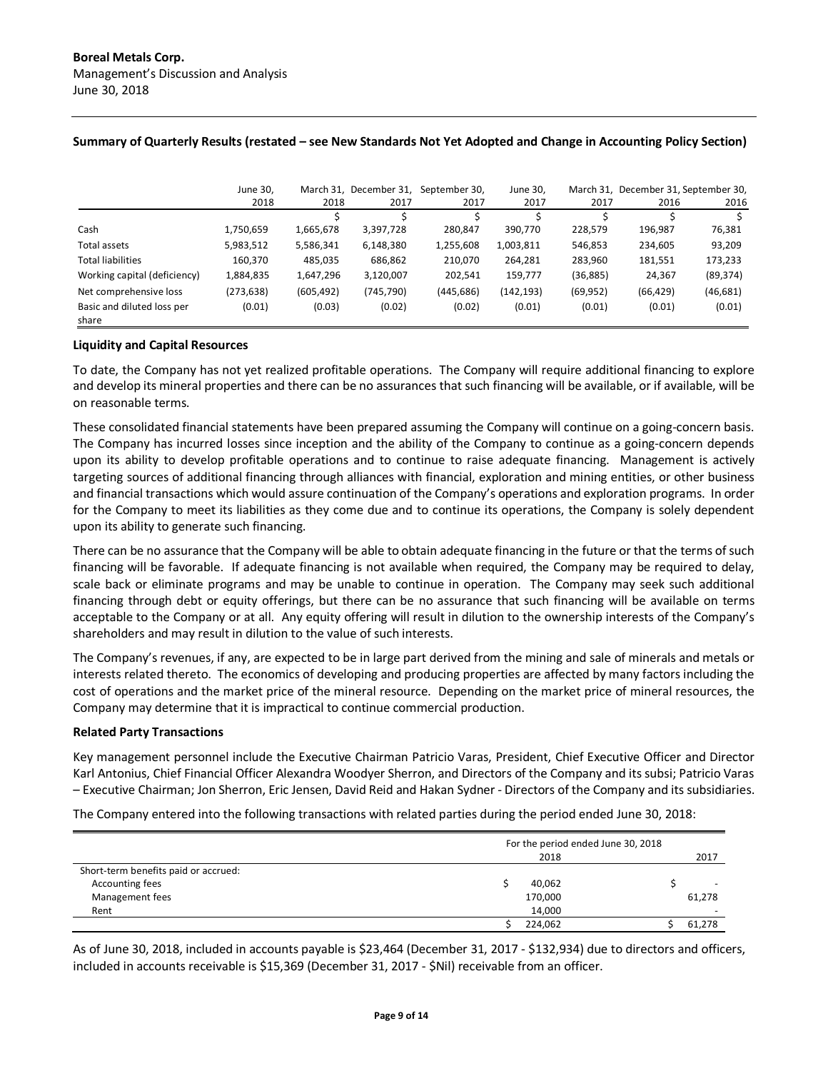**Boreal Metals Corp.**
Management's Discussion and Analysis
June 30, 2018

**Summary of Quarterly Results (restated – see New Standards Not Yet Adopted and Change in Accounting Policy Section)**

| | June 30, 2018 | March 31, 2018 | December 31, 2017 | September 30, 2017 | June 30, 2017 | March 31, 2017 | December 31, 2016 | September 30, 2016 |
|---|---|---|---|---|---|---|---|---|
| | $ | $ | $ | $ | $ | $ | $ | $ |
| Cash | 1,750,659 | 1,665,678 | 3,397,728 | 280,847 | 390,770 | 228,579 | 196,987 | 76,381 |
| Total assets | 5,983,512 | 5,586,341 | 6,148,380 | 1,255,608 | 1,003,811 | 546,853 | 234,605 | 93,209 |
| Total liabilities | 160,370 | 485,035 | 686,862 | 210,070 | 264,281 | 283,960 | 181,551 | 173,233 |
| Working capital (deficiency) | 1,884,835 | 1,647,296 | 3,120,007 | 202,541 | 159,777 | (36,885) | 24,367 | (89,374) |
| Net comprehensive loss | (273,638) | (605,492) | (745,790) | (445,686) | (142,193) | (69,952) | (66,429) | (46,681) |
| Basic and diluted loss per share | (0.01) | (0.03) | (0.02) | (0.02) | (0.01) | (0.01) | (0.01) | (0.01) |

**Liquidity and Capital Resources**

To date, the Company has not yet realized profitable operations. The Company will require additional financing to explore and develop its mineral properties and there can be no assurances that such financing will be available, or if available, will be on reasonable terms.

These consolidated financial statements have been prepared assuming the Company will continue on a going-concern basis. The Company has incurred losses since inception and the ability of the Company to continue as a going-concern depends upon its ability to develop profitable operations and to continue to raise adequate financing. Management is actively targeting sources of additional financing through alliances with financial, exploration and mining entities, or other business and financial transactions which would assure continuation of the Company's operations and exploration programs. In order for the Company to meet its liabilities as they come due and to continue its operations, the Company is solely dependent upon its ability to generate such financing.

There can be no assurance that the Company will be able to obtain adequate financing in the future or that the terms of such financing will be favorable. If adequate financing is not available when required, the Company may be required to delay, scale back or eliminate programs and may be unable to continue in operation. The Company may seek such additional financing through debt or equity offerings, but there can be no assurance that such financing will be available on terms acceptable to the Company or at all. Any equity offering will result in dilution to the ownership interests of the Company's shareholders and may result in dilution to the value of such interests.

The Company's revenues, if any, are expected to be in large part derived from the mining and sale of minerals and metals or interests related thereto. The economics of developing and producing properties are affected by many factors including the cost of operations and the market price of the mineral resource. Depending on the market price of mineral resources, the Company may determine that it is impractical to continue commercial production.

**Related Party Transactions**

Key management personnel include the Executive Chairman Patricio Varas, President, Chief Executive Officer and Director Karl Antonius, Chief Financial Officer Alexandra Woodyer Sherron, and Directors of the Company and its subsi; Patricio Varas – Executive Chairman; Jon Sherron, Eric Jensen, David Reid and Hakan Sydner - Directors of the Company and its subsidiaries.

The Company entered into the following transactions with related parties during the period ended June 30, 2018:

| | For the period ended June 30, 2018 2018 | 2017 |
|---|---|---|
| Short-term benefits paid or accrued: | | |
| Accounting fees | $ 40,062 | $ - |
| Management fees | 170,000 | 61,278 |
| Rent | 14,000 | - |
| | $ 224,062 | $ 61,278 |

As of June 30, 2018, included in accounts payable is $23,464 (December 31, 2017 - $132,934) due to directors and officers, included in accounts receivable is $15,369 (December 31, 2017 - $Nil) receivable from an officer.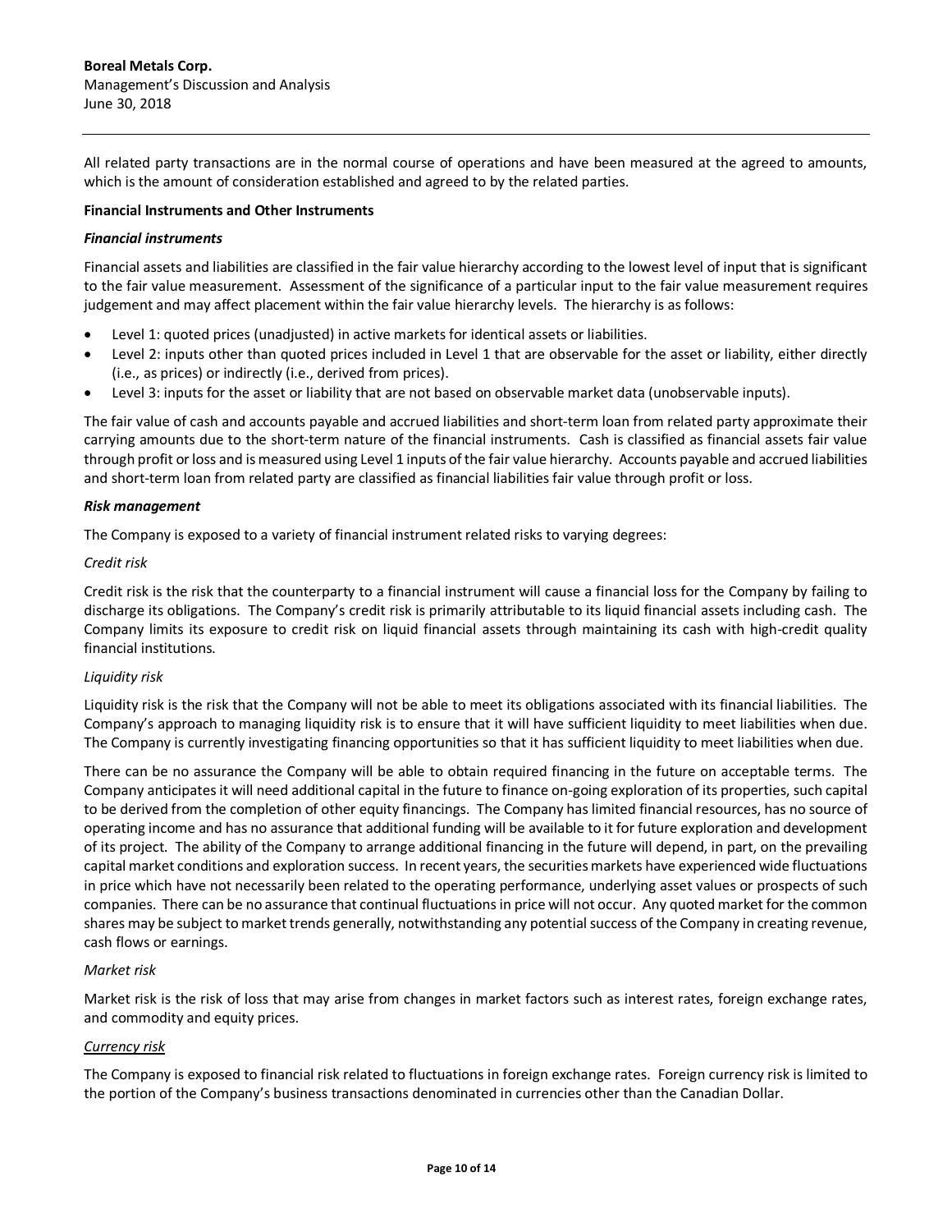All related party transactions are in the normal course of operations and have been measured at the agreed to amounts, which is the amount of consideration established and agreed to by the related parties.

**Financial Instruments and Other Instruments**

***Financial instruments***

Financial assets and liabilities are classified in the fair value hierarchy according to the lowest level of input that is significant to the fair value measurement. Assessment of the significance of a particular input to the fair value measurement requires judgement and may affect placement within the fair value hierarchy levels. The hierarchy is as follows:

- Level 1: quoted prices (unadjusted) in active markets for identical assets or liabilities.
- Level 2: inputs other than quoted prices included in Level 1 that are observable for the asset or liability, either directly (i.e., as prices) or indirectly (i.e., derived from prices).
- Level 3: inputs for the asset or liability that are not based on observable market data (unobservable inputs).

The fair value of cash and accounts payable and accrued liabilities and short-term loan from related party approximate their carrying amounts due to the short-term nature of the financial instruments. Cash is classified as financial assets fair value through profit or loss and is measured using Level 1 inputs of the fair value hierarchy. Accounts payable and accrued liabilities and short-term loan from related party are classified as financial liabilities fair value through profit or loss.

***Risk management***

The Company is exposed to a variety of financial instrument related risks to varying degrees:

*Credit risk*

Credit risk is the risk that the counterparty to a financial instrument will cause a financial loss for the Company by failing to discharge its obligations. The Company's credit risk is primarily attributable to its liquid financial assets including cash. The Company limits its exposure to credit risk on liquid financial assets through maintaining its cash with high-credit quality financial institutions.

*Liquidity risk*

Liquidity risk is the risk that the Company will not be able to meet its obligations associated with its financial liabilities. The Company's approach to managing liquidity risk is to ensure that it will have sufficient liquidity to meet liabilities when due. The Company is currently investigating financing opportunities so that it has sufficient liquidity to meet liabilities when due.

There can be no assurance the Company will be able to obtain required financing in the future on acceptable terms. The Company anticipates it will need additional capital in the future to finance on-going exploration of its properties, such capital to be derived from the completion of other equity financings. The Company has limited financial resources, has no source of operating income and has no assurance that additional funding will be available to it for future exploration and development of its project. The ability of the Company to arrange additional financing in the future will depend, in part, on the prevailing capital market conditions and exploration success. In recent years, the securities markets have experienced wide fluctuations in price which have not necessarily been related to the operating performance, underlying asset values or prospects of such companies. There can be no assurance that continual fluctuations in price will not occur. Any quoted market for the common shares may be subject to market trends generally, notwithstanding any potential success of the Company in creating revenue, cash flows or earnings.

*Market risk*

Market risk is the risk of loss that may arise from changes in market factors such as interest rates, foreign exchange rates, and commodity and equity prices.

<u>*Currency risk*</u>

The Company is exposed to financial risk related to fluctuations in foreign exchange rates. Foreign currency risk is limited to the portion of the Company's business transactions denominated in currencies other than the Canadian Dollar.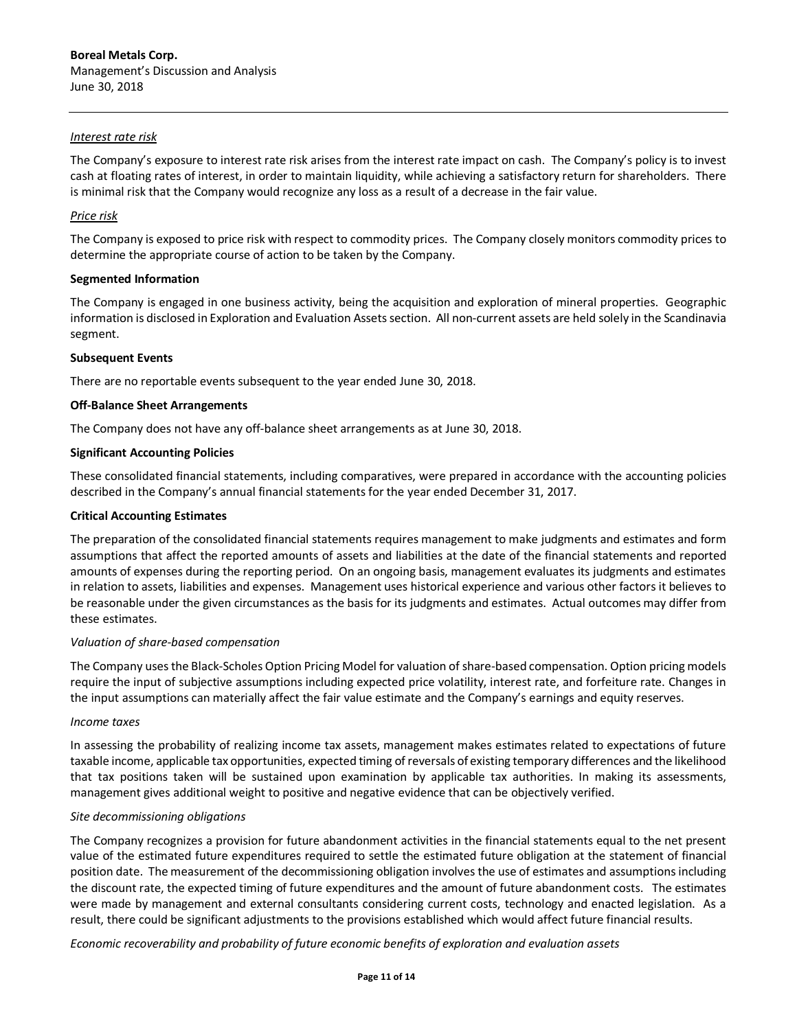*Interest rate risk*

The Company's exposure to interest rate risk arises from the interest rate impact on cash. The Company's policy is to invest cash at floating rates of interest, in order to maintain liquidity, while achieving a satisfactory return for shareholders. There is minimal risk that the Company would recognize any loss as a result of a decrease in the fair value.

*Price risk*

The Company is exposed to price risk with respect to commodity prices. The Company closely monitors commodity prices to determine the appropriate course of action to be taken by the Company.

**Segmented Information**

The Company is engaged in one business activity, being the acquisition and exploration of mineral properties. Geographic information is disclosed in Exploration and Evaluation Assets section. All non-current assets are held solely in the Scandinavia segment.

**Subsequent Events**

There are no reportable events subsequent to the year ended June 30, 2018.

**Off-Balance Sheet Arrangements**

The Company does not have any off-balance sheet arrangements as at June 30, 2018.

**Significant Accounting Policies**

These consolidated financial statements, including comparatives, were prepared in accordance with the accounting policies described in the Company's annual financial statements for the year ended December 31, 2017.

**Critical Accounting Estimates**

The preparation of the consolidated financial statements requires management to make judgments and estimates and form assumptions that affect the reported amounts of assets and liabilities at the date of the financial statements and reported amounts of expenses during the reporting period. On an ongoing basis, management evaluates its judgments and estimates in relation to assets, liabilities and expenses. Management uses historical experience and various other factors it believes to be reasonable under the given circumstances as the basis for its judgments and estimates. Actual outcomes may differ from these estimates.

*Valuation of share-based compensation*

The Company uses the Black-Scholes Option Pricing Model for valuation of share-based compensation. Option pricing models require the input of subjective assumptions including expected price volatility, interest rate, and forfeiture rate. Changes in the input assumptions can materially affect the fair value estimate and the Company's earnings and equity reserves.

*Income taxes*

In assessing the probability of realizing income tax assets, management makes estimates related to expectations of future taxable income, applicable tax opportunities, expected timing of reversals of existing temporary differences and the likelihood that tax positions taken will be sustained upon examination by applicable tax authorities. In making its assessments, management gives additional weight to positive and negative evidence that can be objectively verified.

*Site decommissioning obligations*

The Company recognizes a provision for future abandonment activities in the financial statements equal to the net present value of the estimated future expenditures required to settle the estimated future obligation at the statement of financial position date. The measurement of the decommissioning obligation involves the use of estimates and assumptions including the discount rate, the expected timing of future expenditures and the amount of future abandonment costs. The estimates were made by management and external consultants considering current costs, technology and enacted legislation. As a result, there could be significant adjustments to the provisions established which would affect future financial results.

*Economic recoverability and probability of future economic benefits of exploration and evaluation assets*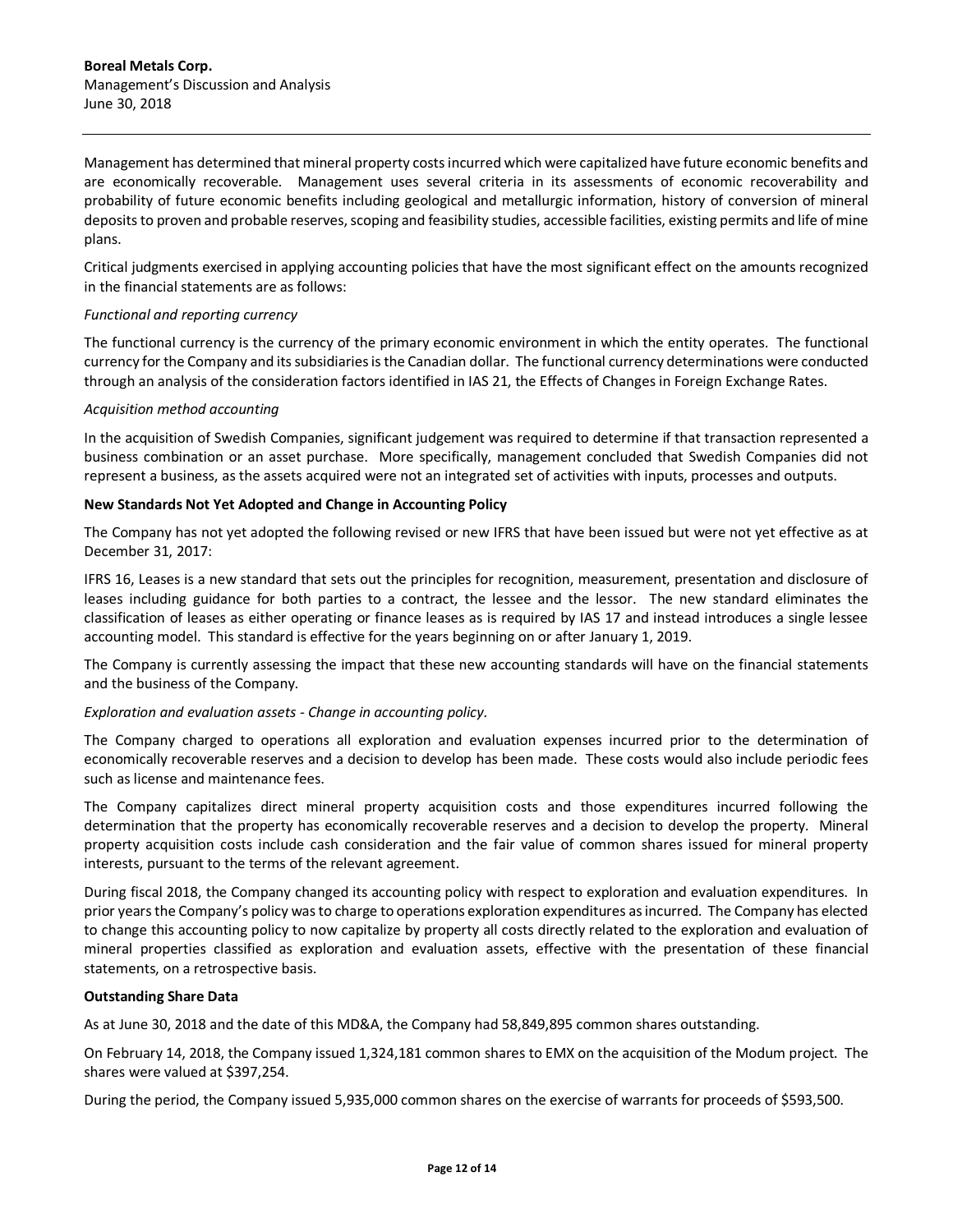Management has determined that mineral property costs incurred which were capitalized have future economic benefits and are economically recoverable. Management uses several criteria in its assessments of economic recoverability and probability of future economic benefits including geological and metallurgic information, history of conversion of mineral deposits to proven and probable reserves, scoping and feasibility studies, accessible facilities, existing permits and life of mine plans.

Critical judgments exercised in applying accounting policies that have the most significant effect on the amounts recognized in the financial statements are as follows:

*Functional and reporting currency*

The functional currency is the currency of the primary economic environment in which the entity operates. The functional currency for the Company and its subsidiaries is the Canadian dollar. The functional currency determinations were conducted through an analysis of the consideration factors identified in IAS 21, the Effects of Changes in Foreign Exchange Rates.

*Acquisition method accounting*

In the acquisition of Swedish Companies, significant judgement was required to determine if that transaction represented a business combination or an asset purchase. More specifically, management concluded that Swedish Companies did not represent a business, as the assets acquired were not an integrated set of activities with inputs, processes and outputs.

**New Standards Not Yet Adopted and Change in Accounting Policy**

The Company has not yet adopted the following revised or new IFRS that have been issued but were not yet effective as at December 31, 2017:

IFRS 16, Leases is a new standard that sets out the principles for recognition, measurement, presentation and disclosure of leases including guidance for both parties to a contract, the lessee and the lessor. The new standard eliminates the classification of leases as either operating or finance leases as is required by IAS 17 and instead introduces a single lessee accounting model. This standard is effective for the years beginning on or after January 1, 2019.

The Company is currently assessing the impact that these new accounting standards will have on the financial statements and the business of the Company.

*Exploration and evaluation assets - Change in accounting policy.*

The Company charged to operations all exploration and evaluation expenses incurred prior to the determination of economically recoverable reserves and a decision to develop has been made. These costs would also include periodic fees such as license and maintenance fees.

The Company capitalizes direct mineral property acquisition costs and those expenditures incurred following the determination that the property has economically recoverable reserves and a decision to develop the property. Mineral property acquisition costs include cash consideration and the fair value of common shares issued for mineral property interests, pursuant to the terms of the relevant agreement.

During fiscal 2018, the Company changed its accounting policy with respect to exploration and evaluation expenditures. In prior years the Company's policy was to charge to operations exploration expenditures as incurred. The Company has elected to change this accounting policy to now capitalize by property all costs directly related to the exploration and evaluation of mineral properties classified as exploration and evaluation assets, effective with the presentation of these financial statements, on a retrospective basis.

**Outstanding Share Data**

As at June 30, 2018 and the date of this MD&A, the Company had 58,849,895 common shares outstanding.

On February 14, 2018, the Company issued 1,324,181 common shares to EMX on the acquisition of the Modum project. The shares were valued at $397,254.

During the period, the Company issued 5,935,000 common shares on the exercise of warrants for proceeds of $593,500.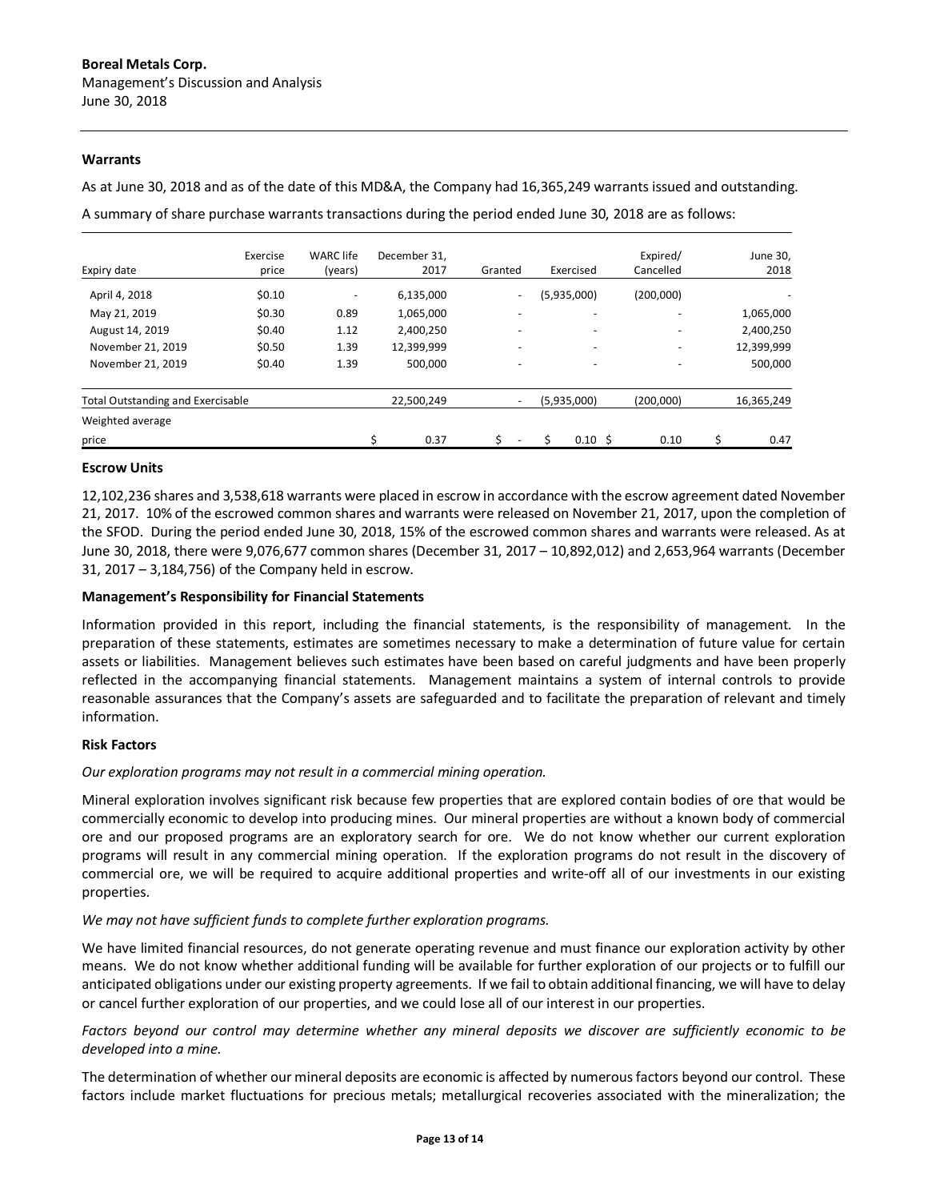#### Warrants

As at June 30, 2018 and as of the date of this MD&A, the Company had 16,365,249 warrants issued and outstanding.

A summary of share purchase warrants transactions during the period ended June 30, 2018 are as follows:

| Expiry date | Exercise price | WARC life (years) | December 31, 2017 | Granted | Exercised | Expired/ Cancelled | June 30, 2018 |
|---|---|---|---|---|---|---|---|
| April 4, 2018 | $0.10 | - | 6,135,000 | - | (5,935,000) | (200,000) | - |
| May 21, 2019 | $0.30 | 0.89 | 1,065,000 | - | - | - | 1,065,000 |
| August 14, 2019 | $0.40 | 1.12 | 2,400,250 | - | - | - | 2,400,250 |
| November 21, 2019 | $0.50 | 1.39 | 12,399,999 | - | - | - | 12,399,999 |
| November 21, 2019 | $0.40 | 1.39 | 500,000 | - | - | - | 500,000 |
| Total Outstanding and Exercisable | | | 22,500,249 | - | (5,935,000) | (200,000) | 16,365,249 |
| Weighted average price | | | $ 0.37 | $ - | $ 0.10 | $ 0.10 | $ 0.47 |

#### Escrow Units

12,102,236 shares and 3,538,618 warrants were placed in escrow in accordance with the escrow agreement dated November 21, 2017. 10% of the escrowed common shares and warrants were released on November 21, 2017, upon the completion of the SFOD. During the period ended June 30, 2018, 15% of the escrowed common shares and warrants were released. As at June 30, 2018, there were 9,076,677 common shares (December 31, 2017 – 10,892,012) and 2,653,964 warrants (December 31, 2017 – 3,184,756) of the Company held in escrow.

#### Management's Responsibility for Financial Statements

Information provided in this report, including the financial statements, is the responsibility of management. In the preparation of these statements, estimates are sometimes necessary to make a determination of future value for certain assets or liabilities. Management believes such estimates have been based on careful judgments and have been properly reflected in the accompanying financial statements. Management maintains a system of internal controls to provide reasonable assurances that the Company's assets are safeguarded and to facilitate the preparation of relevant and timely information.

#### Risk Factors

*Our exploration programs may not result in a commercial mining operation.*

Mineral exploration involves significant risk because few properties that are explored contain bodies of ore that would be commercially economic to develop into producing mines. Our mineral properties are without a known body of commercial ore and our proposed programs are an exploratory search for ore. We do not know whether our current exploration programs will result in any commercial mining operation. If the exploration programs do not result in the discovery of commercial ore, we will be required to acquire additional properties and write-off all of our investments in our existing properties.

*We may not have sufficient funds to complete further exploration programs.*

We have limited financial resources, do not generate operating revenue and must finance our exploration activity by other means. We do not know whether additional funding will be available for further exploration of our projects or to fulfill our anticipated obligations under our existing property agreements. If we fail to obtain additional financing, we will have to delay or cancel further exploration of our properties, and we could lose all of our interest in our properties.

*Factors beyond our control may determine whether any mineral deposits we discover are sufficiently economic to be developed into a mine.*

The determination of whether our mineral deposits are economic is affected by numerous factors beyond our control. These factors include market fluctuations for precious metals; metallurgical recoveries associated with the mineralization; the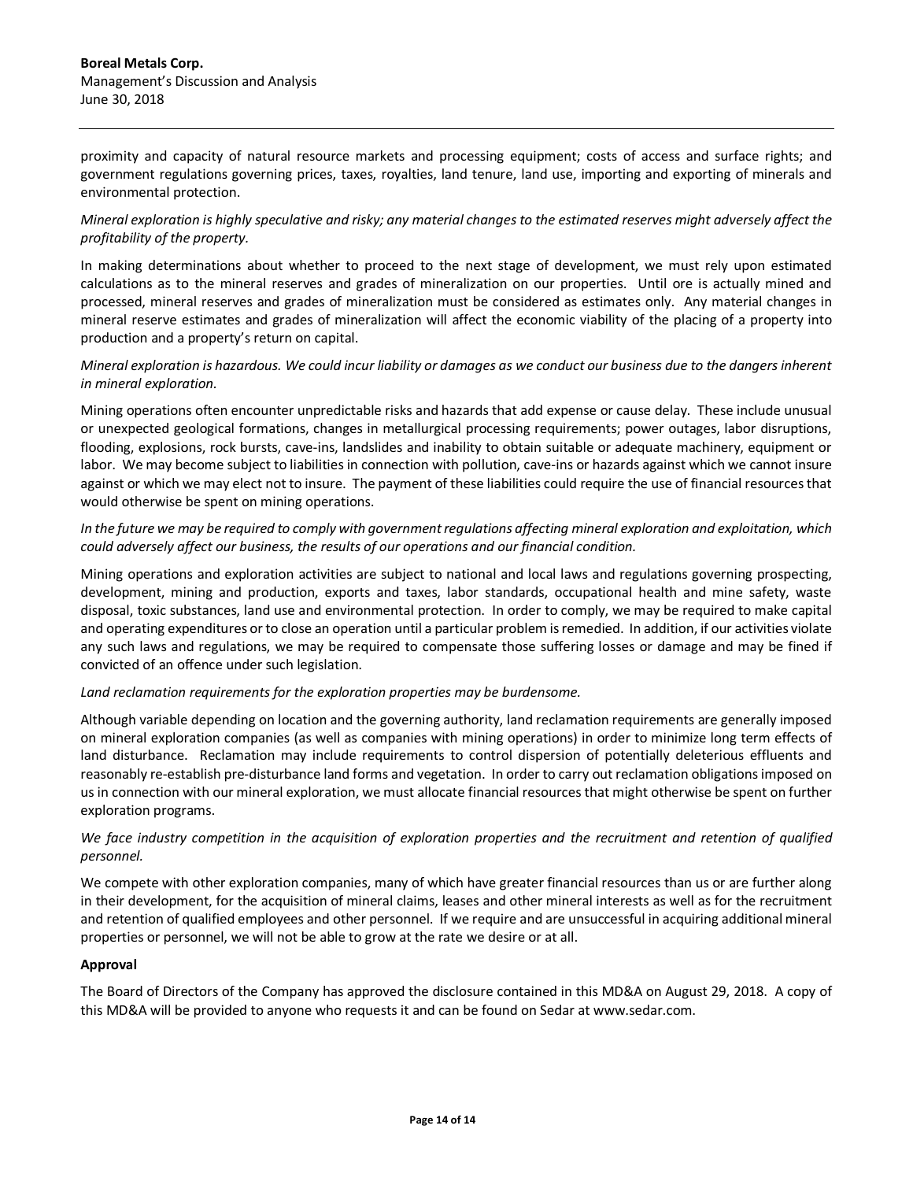proximity and capacity of natural resource markets and processing equipment; costs of access and surface rights; and government regulations governing prices, taxes, royalties, land tenure, land use, importing and exporting of minerals and environmental protection.

*Mineral exploration is highly speculative and risky; any material changes to the estimated reserves might adversely affect the profitability of the property.*

In making determinations about whether to proceed to the next stage of development, we must rely upon estimated calculations as to the mineral reserves and grades of mineralization on our properties. Until ore is actually mined and processed, mineral reserves and grades of mineralization must be considered as estimates only. Any material changes in mineral reserve estimates and grades of mineralization will affect the economic viability of the placing of a property into production and a property's return on capital.

*Mineral exploration is hazardous. We could incur liability or damages as we conduct our business due to the dangers inherent in mineral exploration.*

Mining operations often encounter unpredictable risks and hazards that add expense or cause delay. These include unusual or unexpected geological formations, changes in metallurgical processing requirements; power outages, labor disruptions, flooding, explosions, rock bursts, cave-ins, landslides and inability to obtain suitable or adequate machinery, equipment or labor. We may become subject to liabilities in connection with pollution, cave-ins or hazards against which we cannot insure against or which we may elect not to insure. The payment of these liabilities could require the use of financial resources that would otherwise be spent on mining operations.

*In the future we may be required to comply with government regulations affecting mineral exploration and exploitation, which could adversely affect our business, the results of our operations and our financial condition.*

Mining operations and exploration activities are subject to national and local laws and regulations governing prospecting, development, mining and production, exports and taxes, labor standards, occupational health and mine safety, waste disposal, toxic substances, land use and environmental protection. In order to comply, we may be required to make capital and operating expenditures or to close an operation until a particular problem is remedied. In addition, if our activities violate any such laws and regulations, we may be required to compensate those suffering losses or damage and may be fined if convicted of an offence under such legislation.

*Land reclamation requirements for the exploration properties may be burdensome.*

Although variable depending on location and the governing authority, land reclamation requirements are generally imposed on mineral exploration companies (as well as companies with mining operations) in order to minimize long term effects of land disturbance. Reclamation may include requirements to control dispersion of potentially deleterious effluents and reasonably re-establish pre-disturbance land forms and vegetation. In order to carry out reclamation obligations imposed on us in connection with our mineral exploration, we must allocate financial resources that might otherwise be spent on further exploration programs.

*We face industry competition in the acquisition of exploration properties and the recruitment and retention of qualified personnel.*

We compete with other exploration companies, many of which have greater financial resources than us or are further along in their development, for the acquisition of mineral claims, leases and other mineral interests as well as for the recruitment and retention of qualified employees and other personnel. If we require and are unsuccessful in acquiring additional mineral properties or personnel, we will not be able to grow at the rate we desire or at all.

**Approval**

The Board of Directors of the Company has approved the disclosure contained in this MD&A on August 29, 2018. A copy of this MD&A will be provided to anyone who requests it and can be found on Sedar at www.sedar.com.